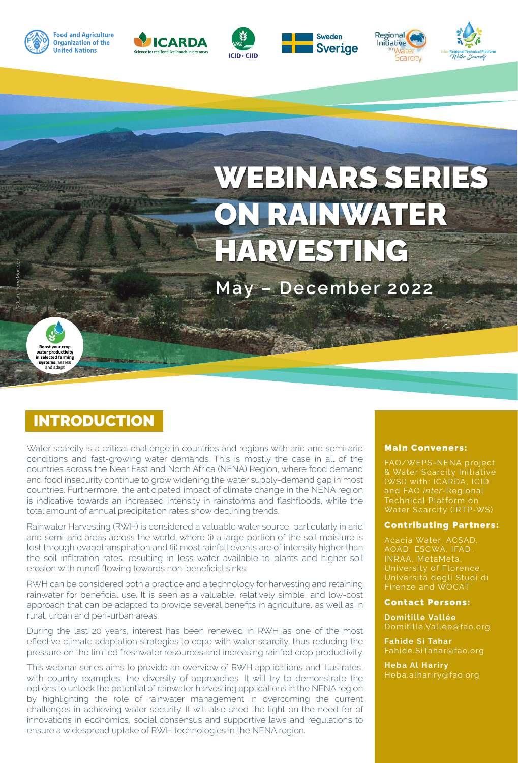# WEBINARS SERIES ON RAINWATER HARVESTING

May – December 2022

## INTRODUCTION

Water scarcity is a critical challenge in countries and regions with arid and semi-arid conditions and fast-growing water demands. This is mostly the case in all of the countries across the Near East and North Africa (NENA) Region, where food demand and food insecurity continue to grow widening the water supply-demand gap in most countries. Furthermore, the anticipated impact of climate change in the NENA region is indicative towards an increased intensity in rainstorms and flashfloods, while the total amount of annual precipitation rates show declining trends.

Rainwater Harvesting (RWH) is considered a valuable water source, particularly in arid and semi-arid areas across the world, where (i) a large portion of the soil moisture is lost through evapotranspiration and (ii) most rainfall events are of intensity higher than the soil infiltration rates, resulting in less water available to plants and higher soil erosion with runoff flowing towards non-beneficial sinks.

RWH can be considered both a practice and a technology for harvesting and retaining rainwater for beneficial use. It is seen as a valuable, relatively simple, and low-cost approach that can be adapted to provide several benefits in agriculture, as well as in rural, urban and peri-urban areas.

During the last 20 years, interest has been renewed in RWH as one of the most effective climate adaptation strategies to cope with water scarcity, thus reducing the pressure on the limited freshwater resources and increasing rainfed crop productivity.

This webinar series aims to provide an overview of RWH applications and illustrates, with country examples, the diversity of approaches. It will try to demonstrate the options to unlock the potential of rainwater harvesting applications in the NENA region by highlighting the role of rainwater management in overcoming the current challenges in achieving water security. It will also shed the light on the need for of innovations in economics, social consensus and supportive laws and regulations to ensure a widespread uptake of RWH technologies in the NENA region.

### Main Conveners:

FAO/WEPS-NENA project & Water Scarcity Initiative (WSI) with: ICARDA, ICID and FAO *inter*-Regional Technical Platform on Water Scarcity (iRTP-WS)

### Contributing Partners:

Acacia Water, ACSAD, AOAD, ESCWA, IFAD, INRAA, MetaMeta, University of Florence, Università degli Studi di Firenze and WOCAT

### Contact Persons:

**Domitille Vallée**
Domitille.Vallee@fao.org

**Fahide Si Tahar**
Fahide.SiTahar@fao.org

**Heba Al Harriry**
Heba.alharriry@fao.org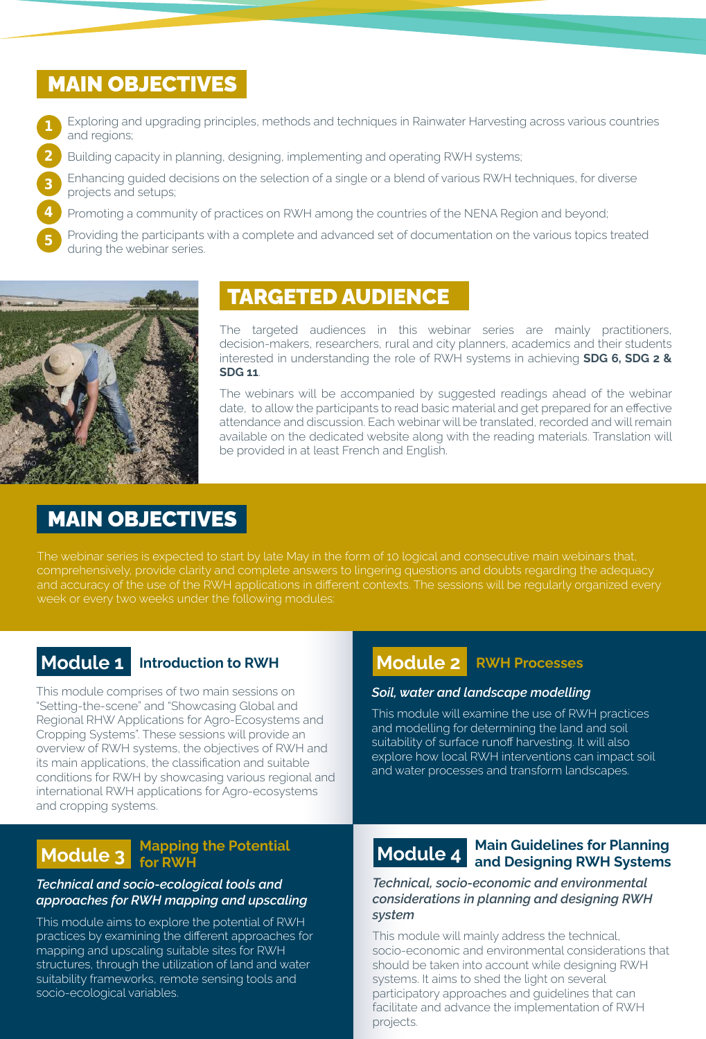## MAIN OBJECTIVES

1. Exploring and upgrading principles, methods and techniques in Rainwater Harvesting across various countries and regions;
2. Building capacity in planning, designing, implementing and operating RWH systems;
3. Enhancing guided decisions on the selection of a single or a blend of various RWH techniques, for diverse projects and setups;
4. Promoting a community of practices on RWH among the countries of the NENA Region and beyond;
5. Providing the participants with a complete and advanced set of documentation on the various topics treated during the webinar series.

## TARGETED AUDIENCE

The targeted audiences in this webinar series are mainly practitioners, decision-makers, researchers, rural and city planners, academics and their students interested in understanding the role of RWH systems in achieving **SDG 6, SDG 2 & SDG 11**.

The webinars will be accompanied by suggested readings ahead of the webinar date, to allow the participants to read basic material and get prepared for an effective attendance and discussion. Each webinar will be translated, recorded and will remain available on the dedicated website along with the reading materials. Translation will be provided in at least French and English.

## MAIN OBJECTIVES

The webinar series is expected to start by late May in the form of 10 logical and consecutive main webinars that, comprehensively, provide clarity and complete answers to lingering questions and doubts regarding the adequacy and accuracy of the use of the RWH applications in different contexts. The sessions will be regularly organized every week or every two weeks under the following modules:

### Module 1 Introduction to RWH

This module comprises of two main sessions on "Setting-the-scene" and "Showcasing Global and Regional RHW Applications for Agro-Ecosystems and Cropping Systems". These sessions will provide an overview of RWH systems, the objectives of RWH and its main applications, the classification and suitable conditions for RWH by showcasing various regional and international RWH applications for Agro-ecosystems and cropping systems.

### Module 2 RWH Processes

***Soil, water and landscape modelling***

This module will examine the use of RWH practices and modelling for determining the land and soil suitability of surface runoff harvesting. It will also explore how local RWH interventions can impact soil and water processes and transform landscapes.

### Module 3 Mapping the Potential for RWH

***Technical and socio-ecological tools and approaches for RWH mapping and upscaling***

This module aims to explore the potential of RWH practices by examining the different approaches for mapping and upscaling suitable sites for RWH structures, through the utilization of land and water suitability frameworks, remote sensing tools and socio-ecological variables.

### Module 4 Main Guidelines for Planning and Designing RWH Systems

***Technical, socio-economic and environmental considerations in planning and designing RWH system***

This module will mainly address the technical, socio-economic and environmental considerations that should be taken into account while designing RWH systems. It aims to shed the light on several participatory approaches and guidelines that can facilitate and advance the implementation of RWH projects.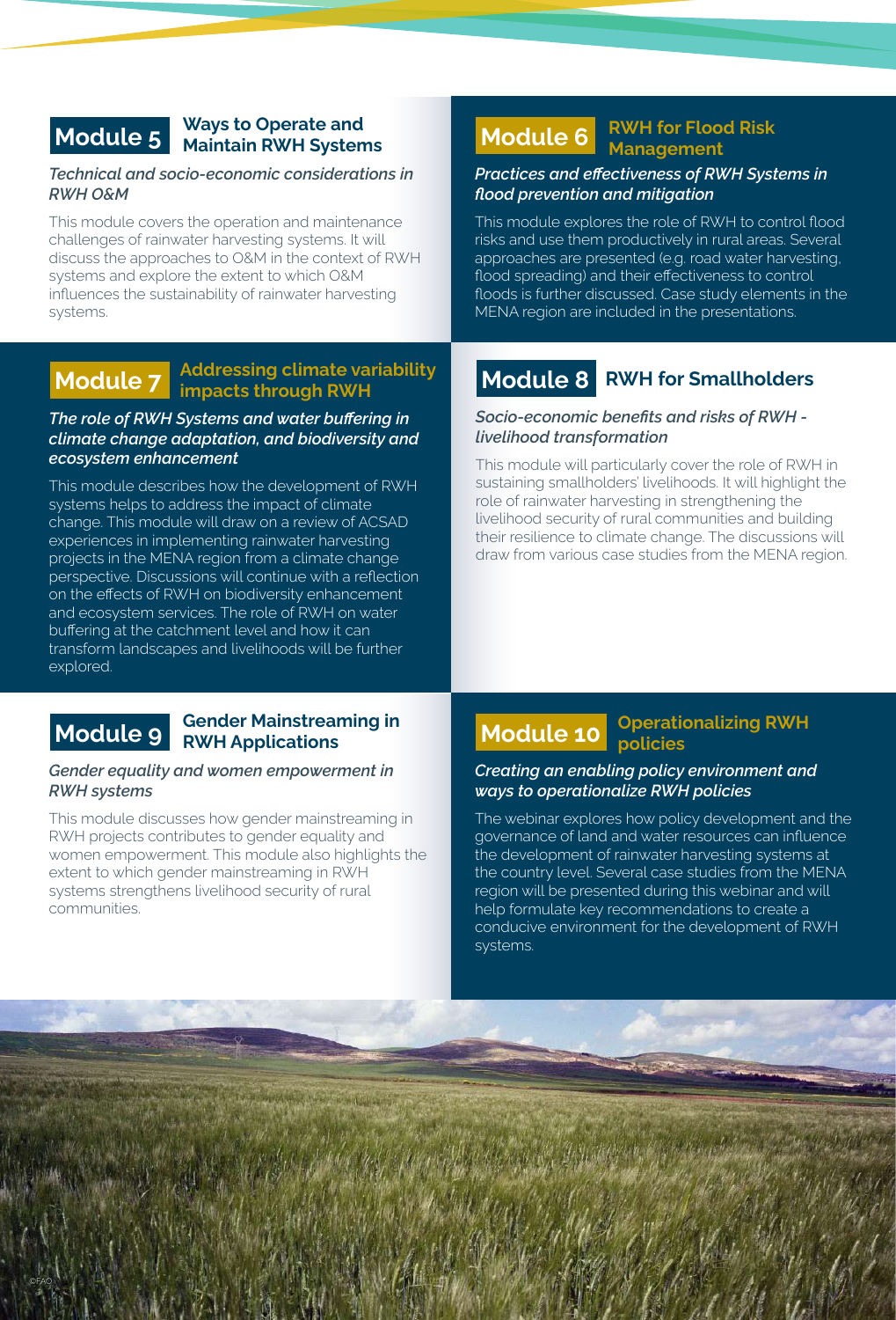## Module 5 Ways to Operate and Maintain RWH Systems

***Technical and socio-economic considerations in RWH O&M***

This module covers the operation and maintenance challenges of rainwater harvesting systems. It will discuss the approaches to O&M in the context of RWH systems and explore the extent to which O&M influences the sustainability of rainwater harvesting systems.

## Module 6 RWH for Flood Risk Management

***Practices and effectiveness of RWH Systems in flood prevention and mitigation***

This module explores the role of RWH to control flood risks and use them productively in rural areas. Several approaches are presented (e.g. road water harvesting, flood spreading) and their effectiveness to control floods is further discussed. Case study elements in the MENA region are included in the presentations.

## Module 7 Addressing climate variability impacts through RWH

***The role of RWH Systems and water buffering in climate change adaptation, and biodiversity and ecosystem enhancement***

This module describes how the development of RWH systems helps to address the impact of climate change. This module will draw on a review of ACSAD experiences in implementing rainwater harvesting projects in the MENA region from a climate change perspective. Discussions will continue with a reflection on the effects of RWH on biodiversity enhancement and ecosystem services. The role of RWH on water buffering at the catchment level and how it can transform landscapes and livelihoods will be further explored.

## Module 8 RWH for Smallholders

***Socio-economic benefits and risks of RWH - livelihood transformation***

This module will particularly cover the role of RWH in sustaining smallholders' livelihoods. It will highlight the role of rainwater harvesting in strengthening the livelihood security of rural communities and building their resilience to climate change. The discussions will draw from various case studies from the MENA region.

## Module 9 Gender Mainstreaming in RWH Applications

***Gender equality and women empowerment in RWH systems***

This module discusses how gender mainstreaming in RWH projects contributes to gender equality and women empowerment. This module also highlights the extent to which gender mainstreaming in RWH systems strengthens livelihood security of rural communities.

## Module 10 Operationalizing RWH policies

***Creating an enabling policy environment and ways to operationalize RWH policies***

The webinar explores how policy development and the governance of land and water resources can influence the development of rainwater harvesting systems at the country level. Several case studies from the MENA region will be presented during this webinar and will help formulate key recommendations to create a conducive environment for the development of RWH systems.

©FAO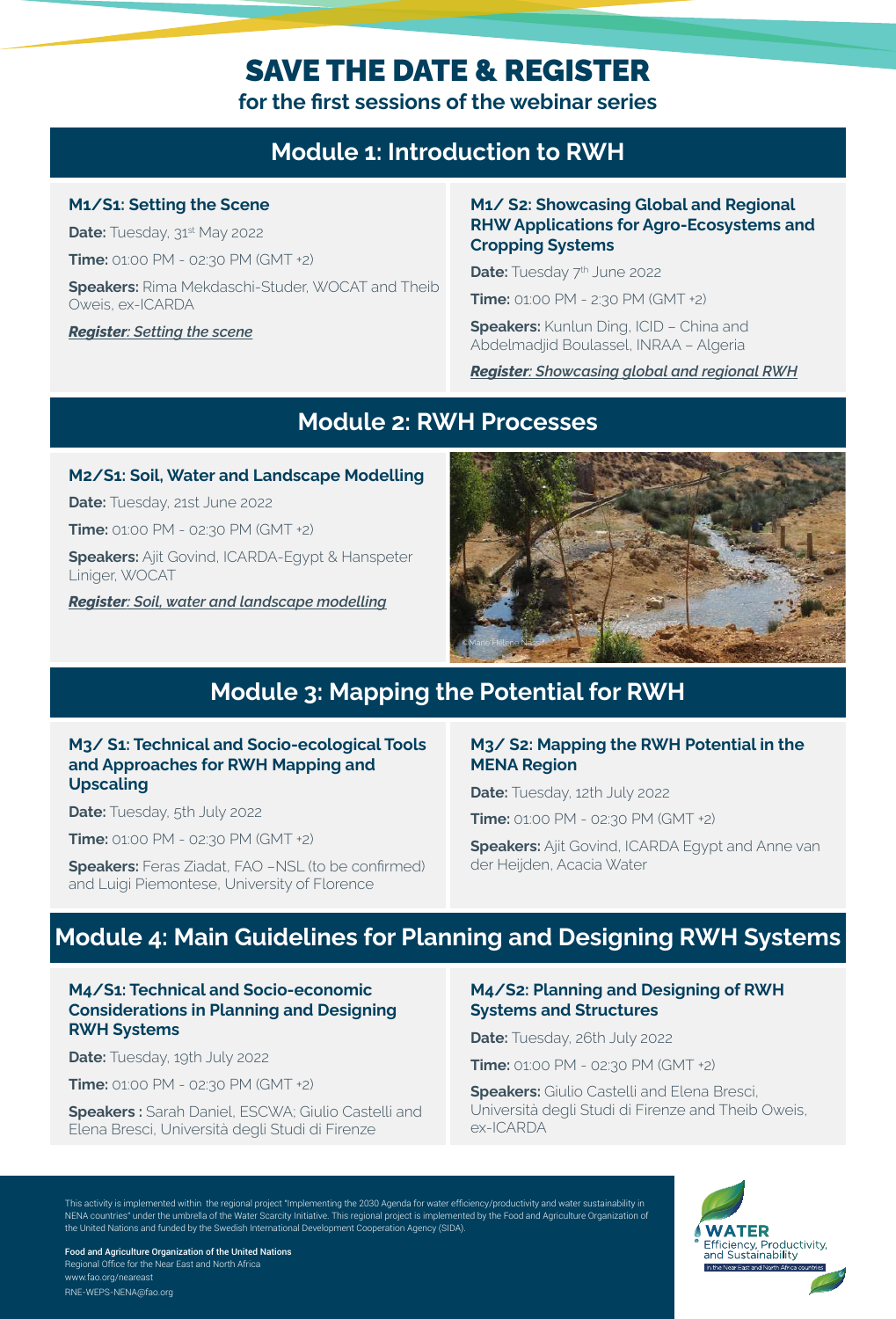# SAVE THE DATE & REGISTER

**for the first sessions of the webinar series**

## Module 1: Introduction to RWH

### M1/S1: Setting the Scene

**Date:** Tuesday, 31st May 2022

**Time:** 01:00 PM - 02:30 PM (GMT +2)

**Speakers:** Rima Mekdaschi-Studer, WOCAT and Theib Oweis, ex-ICARDA

***Register**: Setting the scene*

### M1/ S2: Showcasing Global and Regional RHW Applications for Agro-Ecosystems and Cropping Systems

**Date:** Tuesday 7th June 2022

**Time:** 01:00 PM - 2:30 PM (GMT +2)

**Speakers:** Kunlun Ding, ICID – China and Abdelmadjid Boulassel, INRAA – Algeria

***Register**: Showcasing global and regional RWH*

## Module 2: RWH Processes

### M2/S1: Soil, Water and Landscape Modelling

**Date:** Tuesday, 21st June 2022

**Time:** 01:00 PM - 02:30 PM (GMT +2)

**Speakers:** Ajit Govind, ICARDA-Egypt & Hanspeter Liniger, WOCAT

***Register**: Soil, water and landscape modelling*

©Marie Helene Nassif

## Module 3: Mapping the Potential for RWH

### M3/ S1: Technical and Socio-ecological Tools and Approaches for RWH Mapping and Upscaling

**Date:** Tuesday, 5th July 2022

**Time:** 01:00 PM - 02:30 PM (GMT +2)

**Speakers:** Feras Ziadat, FAO –NSL (to be confirmed) and Luigi Piemontese, University of Florence

### M3/ S2: Mapping the RWH Potential in the MENA Region

**Date:** Tuesday, 12th July 2022

**Time:** 01:00 PM - 02:30 PM (GMT +2)

**Speakers:** Ajit Govind, ICARDA Egypt and Anne van der Heijden, Acacia Water

## Module 4: Main Guidelines for Planning and Designing RWH Systems

### M4/S1: Technical and Socio-economic Considerations in Planning and Designing RWH Systems

**Date:** Tuesday, 19th July 2022

**Time:** 01:00 PM - 02:30 PM (GMT +2)

**Speakers :** Sarah Daniel, ESCWA; Giulio Castelli and Elena Bresci, Università degli Studi di Firenze

### M4/S2: Planning and Designing of RWH Systems and Structures

**Date:** Tuesday, 26th July 2022

**Time:** 01:00 PM - 02:30 PM (GMT +2)

**Speakers:** Giulio Castelli and Elena Bresci, Università degli Studi di Firenze and Theib Oweis, ex-ICARDA

This activity is implemented within the regional project "Implementing the 2030 Agenda for water efficiency/productivity and water sustainability in NENA countries" under the umbrella of the Water Scarcity Initiative. This regional project is implemented by the Food and Agriculture Organization of the United Nations and funded by the Swedish International Development Cooperation Agency (SIDA).

**Food and Agriculture Organization of the United Nations**
Regional Office for the Near East and North Africa
www.fao.org/neareast
RNE-WEPS-NENA@fao.org

WATER Efficiency, Productivity, and Sustainability in the Near East and North Africa countries